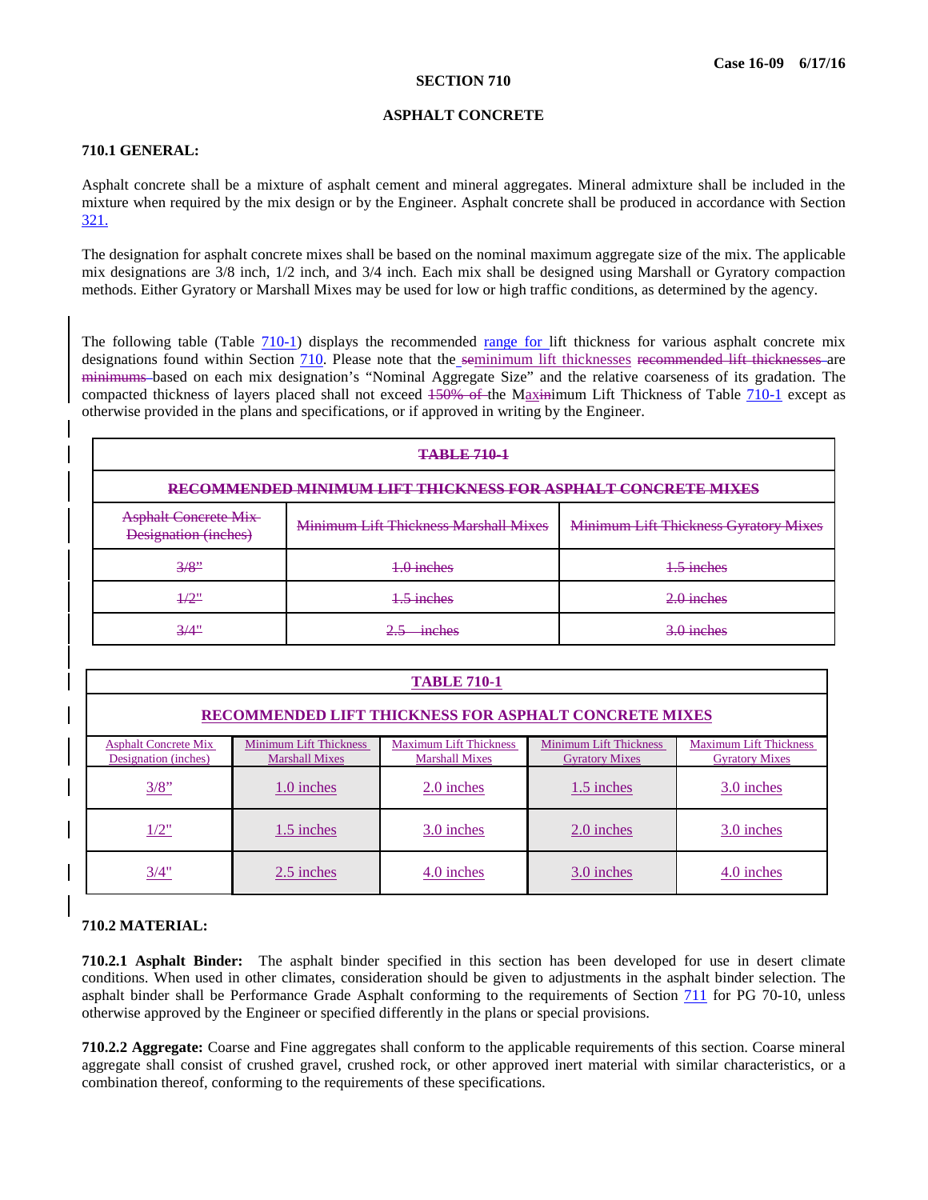# SECTION 710

## ASPHALT CONCRETE

### 710.1 GENERAL:

Asphalt concrete shall be a mixture of asphalt cement and mineral aggregates. Mineral admixture shall be included in the mixture when required by the mix design or by the Engineer. Asphalt concrete shall be produced in accordance with Section 321.

The designation for asphalt concrete mixes shall be based on the nominal maximum aggregate size of the mix. The applicable mix designations are 3/8 inch, 1/2 inch, and 3/4 inch. Each mix shall be designed using Marshall or Gyratory compaction methods. Either Gyratory or Marshall Mixes may be used for low or high traffic conditions, as determined by the agency.

The following table (Table 710-1) displays the recommended range for lift thickness for various asphalt concrete mix designations found within Section 710. Please note that the ~~se~~minimum lift thicknesses ~~recommended lift thicknesses~~ are ~~minimums~~ based on each mix designation's "Nominal Aggregate Size" and the relative coarseness of its gradation. The compacted thickness of layers placed shall not exceed ~~150% of~~ the Max~~in~~imum Lift Thickness of Table 710-1 except as otherwise provided in the plans and specifications, or if approved in writing by the Engineer.

~~TABLE 710-1~~

~~RECOMMENDED MINIMUM LIFT THICKNESS FOR ASPHALT CONCRETE MIXES~~

| ~~Asphalt Concrete Mix Designation (inches)~~ | ~~Minimum Lift Thickness Marshall Mixes~~ | ~~Minimum Lift Thickness Gyratory Mixes~~ |
|---|---|---|
| ~~3/8"~~ | ~~1.0 inches~~ | ~~1.5 inches~~ |
| ~~1/2"~~ | ~~1.5 inches~~ | ~~2.0 inches~~ |
| ~~3/4"~~ | ~~2.5 inches~~ | ~~3.0 inches~~ |

**TABLE 710-1**

**RECOMMENDED LIFT THICKNESS FOR ASPHALT CONCRETE MIXES**

| Asphalt Concrete Mix Designation (inches) | Minimum Lift Thickness Marshall Mixes | Maximum Lift Thickness Marshall Mixes | Minimum Lift Thickness Gyratory Mixes | Maximum Lift Thickness Gyratory Mixes |
|---|---|---|---|---|
| 3/8" | 1.0 inches | 2.0 inches | 1.5 inches | 3.0 inches |
| 1/2" | 1.5 inches | 3.0 inches | 2.0 inches | 3.0 inches |
| 3/4" | 2.5 inches | 4.0 inches | 3.0 inches | 4.0 inches |

### 710.2 MATERIAL:

**710.2.1 Asphalt Binder:** The asphalt binder specified in this section has been developed for use in desert climate conditions. When used in other climates, consideration should be given to adjustments in the asphalt binder selection. The asphalt binder shall be Performance Grade Asphalt conforming to the requirements of Section 711 for PG 70-10, unless otherwise approved by the Engineer or specified differently in the plans or special provisions.

**710.2.2 Aggregate:** Coarse and Fine aggregates shall conform to the applicable requirements of this section. Coarse mineral aggregate shall consist of crushed gravel, crushed rock, or other approved inert material with similar characteristics, or a combination thereof, conforming to the requirements of these specifications.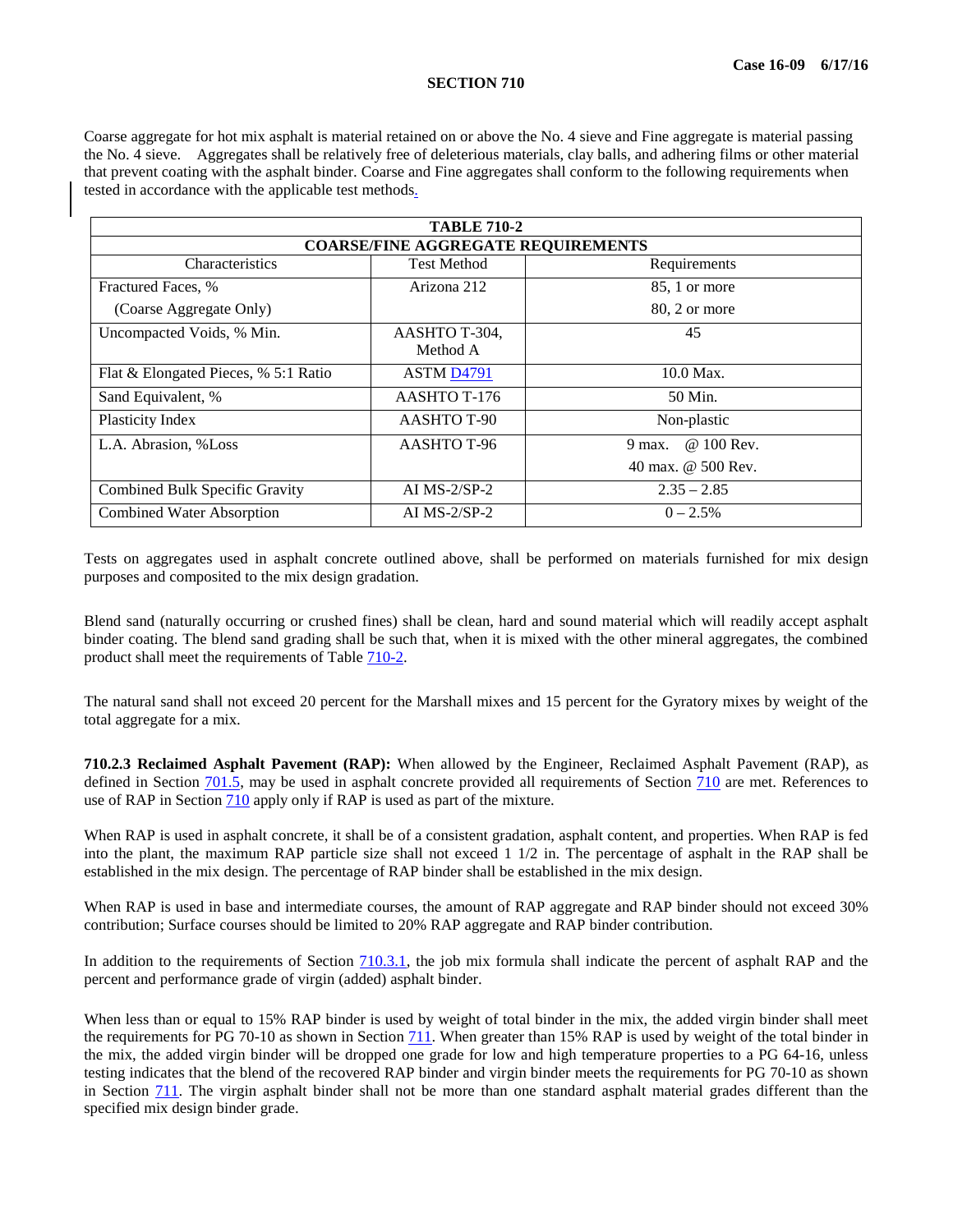## SECTION 710

Coarse aggregate for hot mix asphalt is material retained on or above the No. 4 sieve and Fine aggregate is material passing the No. 4 sieve. Aggregates shall be relatively free of deleterious materials, clay balls, and adhering films or other material that prevent coating with the asphalt binder. Coarse and Fine aggregates shall conform to the following requirements when tested in accordance with the applicable test methods.

| TABLE 710-2 | | |
|---|---|---|
| **COARSE/FINE AGGREGATE REQUIREMENTS** | | |
| Characteristics | Test Method | Requirements |
| Fractured Faces, % (Coarse Aggregate Only) | Arizona 212 | 85, 1 or more<br>80, 2 or more |
| Uncompacted Voids, % Min. | AASHTO T-304, Method A | 45 |
| Flat & Elongated Pieces, % 5:1 Ratio | ASTM D4791 | 10.0 Max. |
| Sand Equivalent, % | AASHTO T-176 | 50 Min. |
| Plasticity Index | AASHTO T-90 | Non-plastic |
| L.A. Abrasion, %Loss | AASHTO T-96 | 9 max. @ 100 Rev.<br>40 max. @ 500 Rev. |
| Combined Bulk Specific Gravity | AI MS-2/SP-2 | 2.35 – 2.85 |
| Combined Water Absorption | AI MS-2/SP-2 | 0 – 2.5% |

Tests on aggregates used in asphalt concrete outlined above, shall be performed on materials furnished for mix design purposes and composited to the mix design gradation.

Blend sand (naturally occurring or crushed fines) shall be clean, hard and sound material which will readily accept asphalt binder coating. The blend sand grading shall be such that, when it is mixed with the other mineral aggregates, the combined product shall meet the requirements of Table 710-2.

The natural sand shall not exceed 20 percent for the Marshall mixes and 15 percent for the Gyratory mixes by weight of the total aggregate for a mix.

**710.2.3 Reclaimed Asphalt Pavement (RAP):** When allowed by the Engineer, Reclaimed Asphalt Pavement (RAP), as defined in Section 701.5, may be used in asphalt concrete provided all requirements of Section 710 are met. References to use of RAP in Section 710 apply only if RAP is used as part of the mixture.

When RAP is used in asphalt concrete, it shall be of a consistent gradation, asphalt content, and properties. When RAP is fed into the plant, the maximum RAP particle size shall not exceed 1 1/2 in. The percentage of asphalt in the RAP shall be established in the mix design. The percentage of RAP binder shall be established in the mix design.

When RAP is used in base and intermediate courses, the amount of RAP aggregate and RAP binder should not exceed 30% contribution; Surface courses should be limited to 20% RAP aggregate and RAP binder contribution.

In addition to the requirements of Section 710.3.1, the job mix formula shall indicate the percent of asphalt RAP and the percent and performance grade of virgin (added) asphalt binder.

When less than or equal to 15% RAP binder is used by weight of total binder in the mix, the added virgin binder shall meet the requirements for PG 70-10 as shown in Section 711. When greater than 15% RAP is used by weight of the total binder in the mix, the added virgin binder will be dropped one grade for low and high temperature properties to a PG 64-16, unless testing indicates that the blend of the recovered RAP binder and virgin binder meets the requirements for PG 70-10 as shown in Section 711. The virgin asphalt binder shall not be more than one standard asphalt material grades different than the specified mix design binder grade.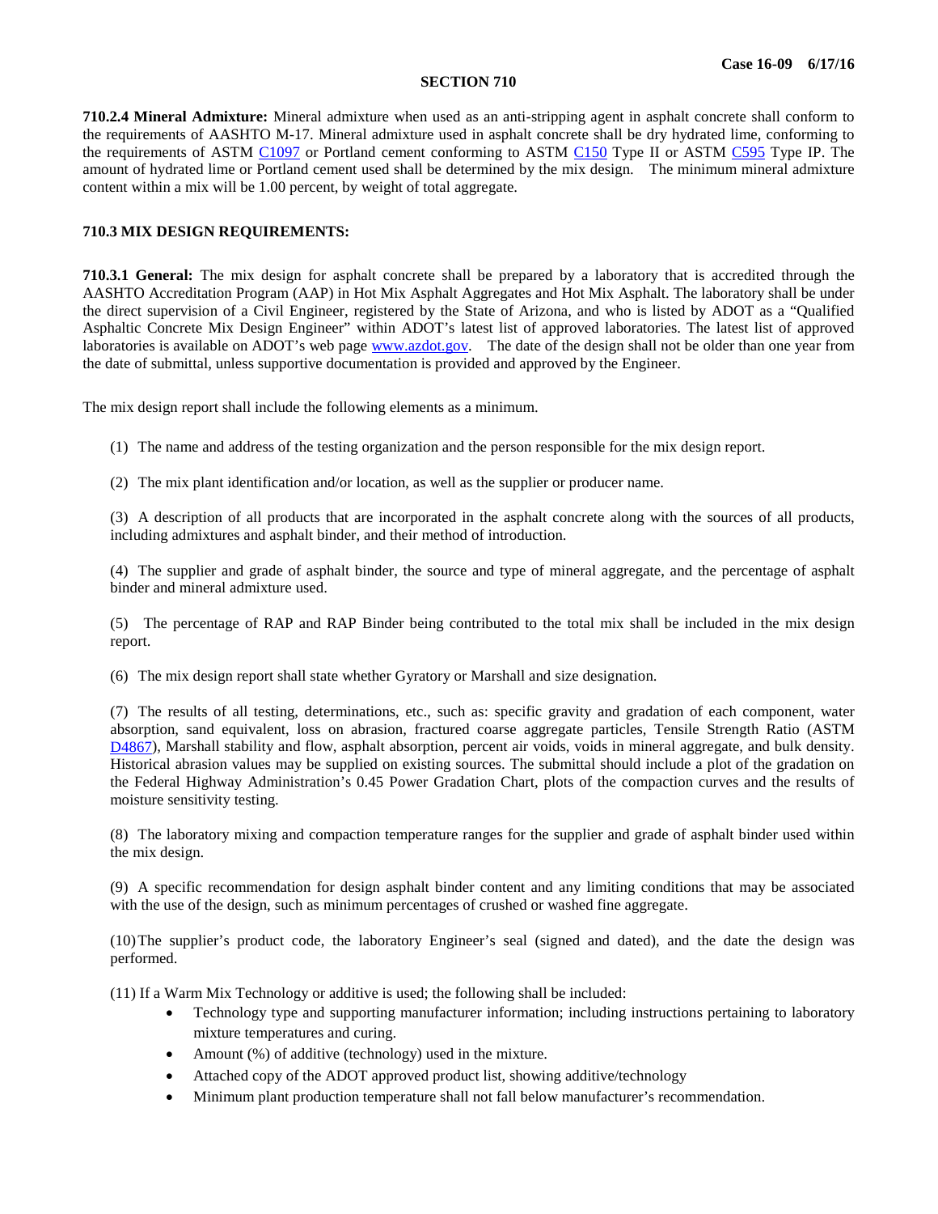## SECTION 710

**710.2.4 Mineral Admixture:** Mineral admixture when used as an anti-stripping agent in asphalt concrete shall conform to the requirements of AASHTO M-17. Mineral admixture used in asphalt concrete shall be dry hydrated lime, conforming to the requirements of ASTM C1097 or Portland cement conforming to ASTM C150 Type II or ASTM C595 Type IP. The amount of hydrated lime or Portland cement used shall be determined by the mix design. The minimum mineral admixture content within a mix will be 1.00 percent, by weight of total aggregate.

**710.3 MIX DESIGN REQUIREMENTS:**

**710.3.1 General:** The mix design for asphalt concrete shall be prepared by a laboratory that is accredited through the AASHTO Accreditation Program (AAP) in Hot Mix Asphalt Aggregates and Hot Mix Asphalt. The laboratory shall be under the direct supervision of a Civil Engineer, registered by the State of Arizona, and who is listed by ADOT as a "Qualified Asphaltic Concrete Mix Design Engineer" within ADOT's latest list of approved laboratories. The latest list of approved laboratories is available on ADOT's web page www.azdot.gov. The date of the design shall not be older than one year from the date of submittal, unless supportive documentation is provided and approved by the Engineer.

The mix design report shall include the following elements as a minimum.

(1) The name and address of the testing organization and the person responsible for the mix design report.

(2) The mix plant identification and/or location, as well as the supplier or producer name.

(3) A description of all products that are incorporated in the asphalt concrete along with the sources of all products, including admixtures and asphalt binder, and their method of introduction.

(4) The supplier and grade of asphalt binder, the source and type of mineral aggregate, and the percentage of asphalt binder and mineral admixture used.

(5) The percentage of RAP and RAP Binder being contributed to the total mix shall be included in the mix design report.

(6) The mix design report shall state whether Gyratory or Marshall and size designation.

(7) The results of all testing, determinations, etc., such as: specific gravity and gradation of each component, water absorption, sand equivalent, loss on abrasion, fractured coarse aggregate particles, Tensile Strength Ratio (ASTM D4867), Marshall stability and flow, asphalt absorption, percent air voids, voids in mineral aggregate, and bulk density. Historical abrasion values may be supplied on existing sources. The submittal should include a plot of the gradation on the Federal Highway Administration's 0.45 Power Gradation Chart, plots of the compaction curves and the results of moisture sensitivity testing.

(8) The laboratory mixing and compaction temperature ranges for the supplier and grade of asphalt binder used within the mix design.

(9) A specific recommendation for design asphalt binder content and any limiting conditions that may be associated with the use of the design, such as minimum percentages of crushed or washed fine aggregate.

(10) The supplier's product code, the laboratory Engineer's seal (signed and dated), and the date the design was performed.

(11) If a Warm Mix Technology or additive is used; the following shall be included:

- Technology type and supporting manufacturer information; including instructions pertaining to laboratory mixture temperatures and curing.
- Amount (%) of additive (technology) used in the mixture.
- Attached copy of the ADOT approved product list, showing additive/technology
- Minimum plant production temperature shall not fall below manufacturer's recommendation.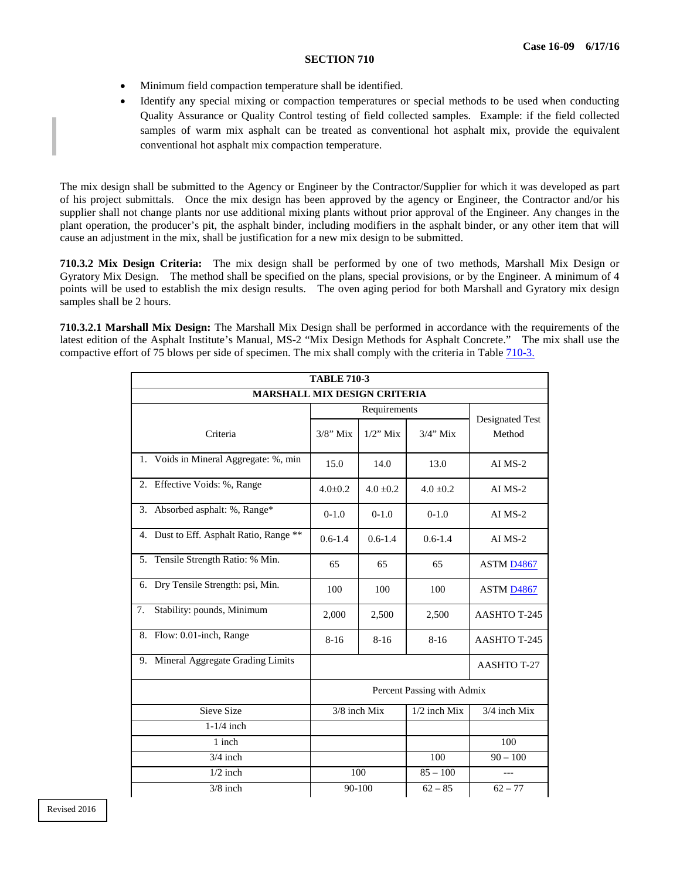- Minimum field compaction temperature shall be identified.
- Identify any special mixing or compaction temperatures or special methods to be used when conducting Quality Assurance or Quality Control testing of field collected samples. Example: if the field collected samples of warm mix asphalt can be treated as conventional hot asphalt mix, provide the equivalent conventional hot asphalt mix compaction temperature.

The mix design shall be submitted to the Agency or Engineer by the Contractor/Supplier for which it was developed as part of his project submittals. Once the mix design has been approved by the agency or Engineer, the Contractor and/or his supplier shall not change plants nor use additional mixing plants without prior approval of the Engineer. Any changes in the plant operation, the producer's pit, the asphalt binder, including modifiers in the asphalt binder, or any other item that will cause an adjustment in the mix, shall be justification for a new mix design to be submitted.

**710.3.2 Mix Design Criteria:** The mix design shall be performed by one of two methods, Marshall Mix Design or Gyratory Mix Design. The method shall be specified on the plans, special provisions, or by the Engineer. A minimum of 4 points will be used to establish the mix design results. The oven aging period for both Marshall and Gyratory mix design samples shall be 2 hours.

**710.3.2.1 Marshall Mix Design:** The Marshall Mix Design shall be performed in accordance with the requirements of the latest edition of the Asphalt Institute's Manual, MS-2 "Mix Design Methods for Asphalt Concrete." The mix shall use the compactive effort of 75 blows per side of specimen. The mix shall comply with the criteria in Table 710-3.

**TABLE 710-3**
**MARSHALL MIX DESIGN CRITERIA**

| Criteria | Requirements | | | Designated Test Method |
|---|---|---|---|---|
| | 3/8" Mix | 1/2" Mix | 3/4" Mix | |
| 1. Voids in Mineral Aggregate: %, min | 15.0 | 14.0 | 13.0 | AI MS-2 |
| 2. Effective Voids: %, Range | 4.0±0.2 | 4.0 ±0.2 | 4.0 ±0.2 | AI MS-2 |
| 3. Absorbed asphalt: %, Range* | 0-1.0 | 0-1.0 | 0-1.0 | AI MS-2 |
| 4. Dust to Eff. Asphalt Ratio, Range ** | 0.6-1.4 | 0.6-1.4 | 0.6-1.4 | AI MS-2 |
| 5. Tensile Strength Ratio: % Min. | 65 | 65 | 65 | ASTM D4867 |
| 6. Dry Tensile Strength: psi, Min. | 100 | 100 | 100 | ASTM D4867 |
| 7. Stability: pounds, Minimum | 2,000 | 2,500 | 2,500 | AASHTO T-245 |
| 8. Flow: 0.01-inch, Range | 8-16 | 8-16 | 8-16 | AASHTO T-245 |
| 9. Mineral Aggregate Grading Limits | | | | AASHTO T-27 |

| | Percent Passing with Admix | | |
|---|---|---|---|
| Sieve Size | 3/8 inch Mix | 1/2 inch Mix | 3/4 inch Mix |
| 1-1/4 inch | | | |
| 1 inch | | | 100 |
| 3/4 inch | | 100 | 90 – 100 |
| 1/2 inch | 100 | 85 – 100 | --- |
| 3/8 inch | 90-100 | 62 – 85 | 62 – 77 |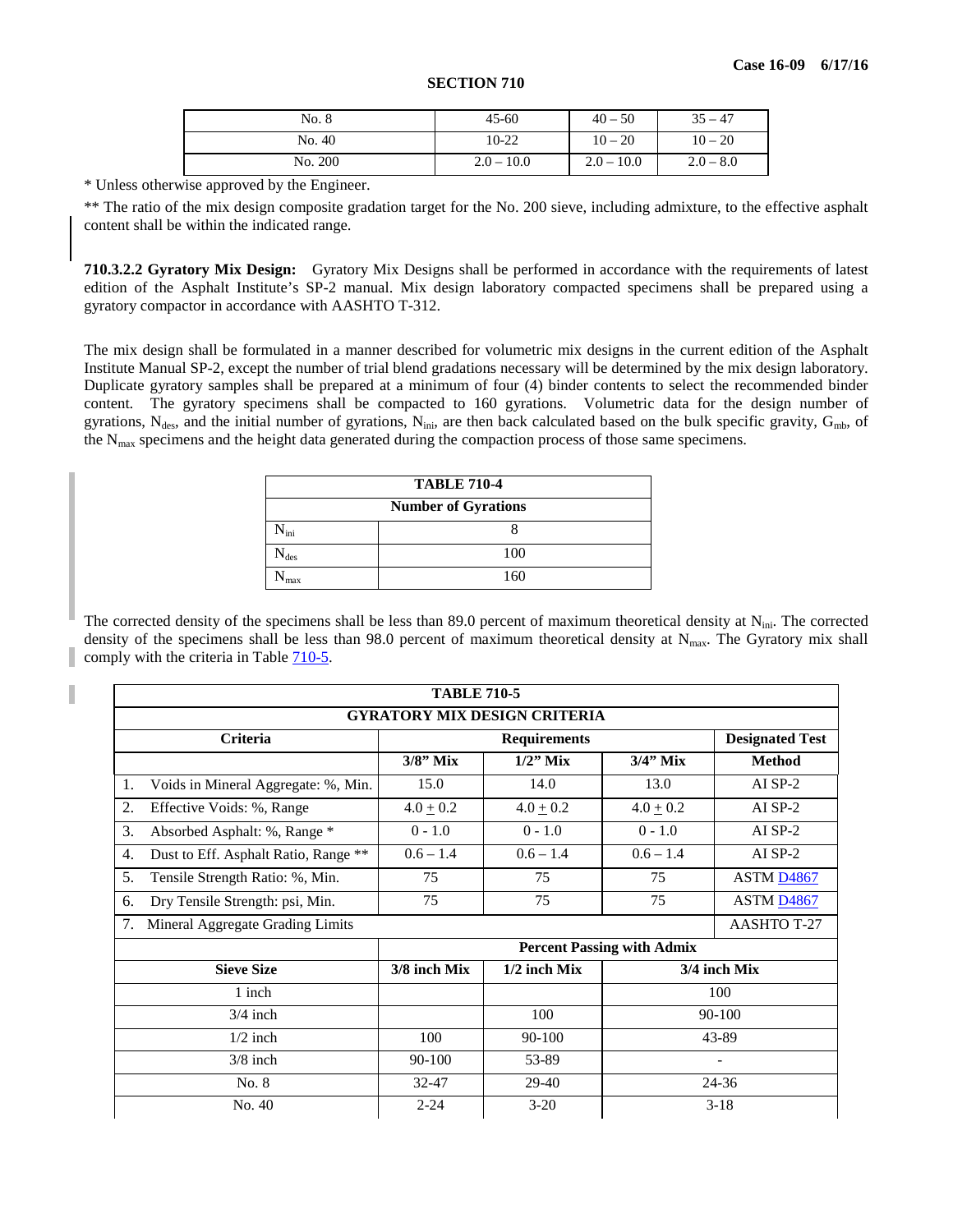| No. 8 | 45-60 | 40 – 50 | 35 – 47 |
|---|---|---|---|
| No. 40 | 10-22 | 10 – 20 | 10 – 20 |
| No. 200 | 2.0 – 10.0 | 2.0 – 10.0 | 2.0 – 8.0 |

* Unless otherwise approved by the Engineer.

** The ratio of the mix design composite gradation target for the No. 200 sieve, including admixture, to the effective asphalt content shall be within the indicated range.

**710.3.2.2 Gyratory Mix Design:** Gyratory Mix Designs shall be performed in accordance with the requirements of latest edition of the Asphalt Institute's SP-2 manual. Mix design laboratory compacted specimens shall be prepared using a gyratory compactor in accordance with AASHTO T-312.

The mix design shall be formulated in a manner described for volumetric mix designs in the current edition of the Asphalt Institute Manual SP-2, except the number of trial blend gradations necessary will be determined by the mix design laboratory. Duplicate gyratory samples shall be prepared at a minimum of four (4) binder contents to select the recommended binder content. The gyratory specimens shall be compacted to 160 gyrations. Volumetric data for the design number of gyrations, $N_{des}$, and the initial number of gyrations, $N_{ini}$, are then back calculated based on the bulk specific gravity, $G_{mb}$, of the $N_{max}$ specimens and the height data generated during the compaction process of those same specimens.

| TABLE 710-4 | |
|---|---|
| **Number of Gyrations** | |
| $N_{ini}$ | 8 |
| $N_{des}$ | 100 |
| $N_{max}$ | 160 |

The corrected density of the specimens shall be less than 89.0 percent of maximum theoretical density at $N_{ini}$. The corrected density of the specimens shall be less than 98.0 percent of maximum theoretical density at $N_{max}$. The Gyratory mix shall comply with the criteria in Table 710-5.

| TABLE 710-5 | | | | |
|---|---|---|---|---|
| **GYRATORY MIX DESIGN CRITERIA** | | | | |
| **Criteria** | **Requirements** | | | **Designated Test** |
| | **3/8" Mix** | **1/2" Mix** | **3/4" Mix** | **Method** |
| 1. Voids in Mineral Aggregate: %, Min. | 15.0 | 14.0 | 13.0 | AI SP-2 |
| 2. Effective Voids: %, Range | 4.0 ± 0.2 | 4.0 ± 0.2 | 4.0 ± 0.2 | AI SP-2 |
| 3. Absorbed Asphalt: %, Range * | 0 - 1.0 | 0 - 1.0 | 0 - 1.0 | AI SP-2 |
| 4. Dust to Eff. Asphalt Ratio, Range ** | 0.6 – 1.4 | 0.6 – 1.4 | 0.6 – 1.4 | AI SP-2 |
| 5. Tensile Strength Ratio: %, Min. | 75 | 75 | 75 | ASTM D4867 |
| 6. Dry Tensile Strength: psi, Min. | 75 | 75 | 75 | ASTM D4867 |
| 7. Mineral Aggregate Grading Limits | | | | AASHTO T-27 |
| | **Percent Passing with Admix** | | | |
| **Sieve Size** | **3/8 inch Mix** | **1/2 inch Mix** | **3/4 inch Mix** | |
| 1 inch | | | 100 | |
| 3/4 inch | | 100 | 90-100 | |
| 1/2 inch | 100 | 90-100 | 43-89 | |
| 3/8 inch | 90-100 | 53-89 | - | |
| No. 8 | 32-47 | 29-40 | 24-36 | |
| No. 40 | 2-24 | 3-20 | 3-18 | |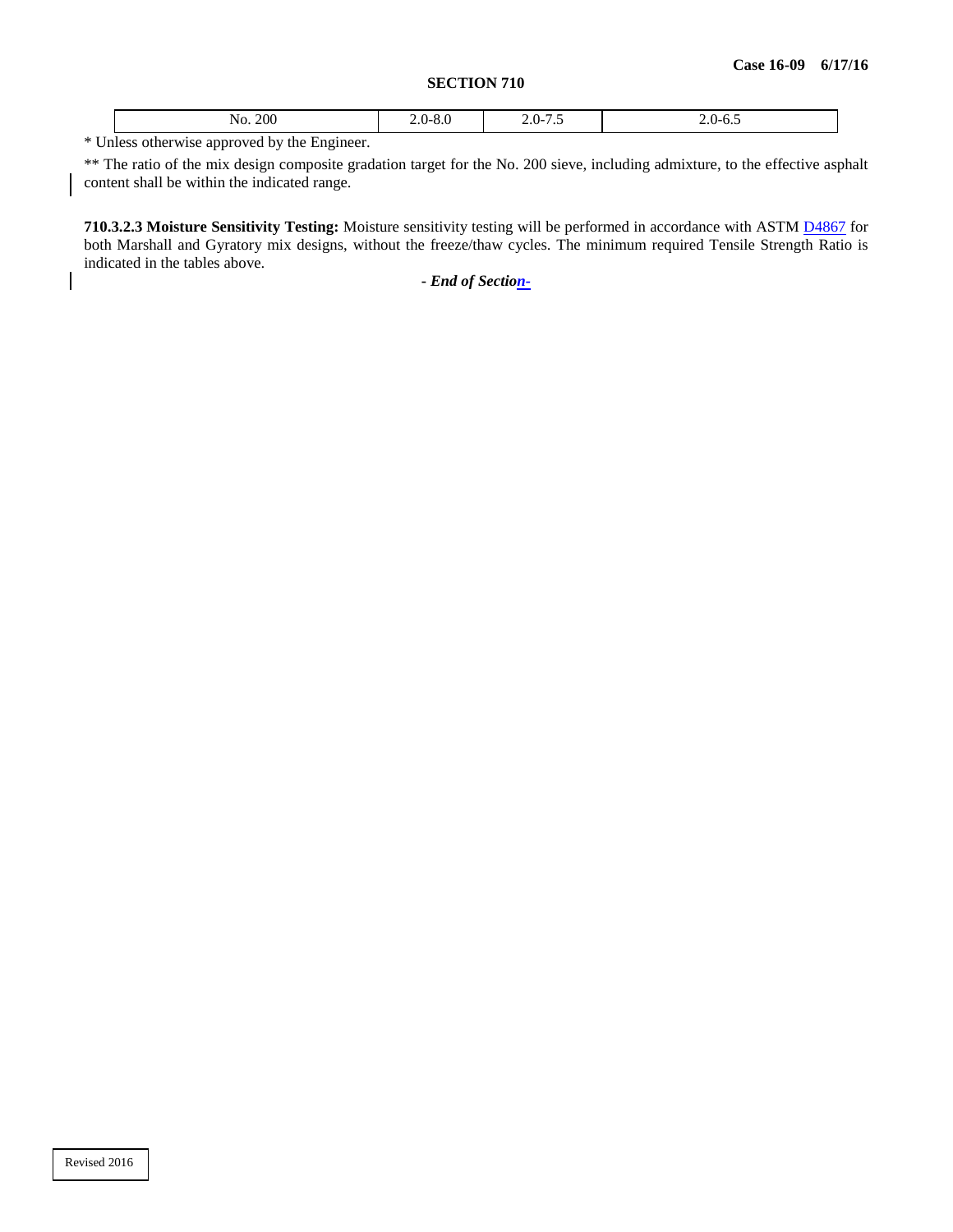## SECTION 710

| | | | |
|---|---|---|---|
| No. 200 | 2.0-8.0 | 2.0-7.5 | 2.0-6.5 |

* Unless otherwise approved by the Engineer.

** The ratio of the mix design composite gradation target for the No. 200 sieve, including admixture, to the effective asphalt content shall be within the indicated range.

**710.3.2.3 Moisture Sensitivity Testing:** Moisture sensitivity testing will be performed in accordance with ASTM D4867 for both Marshall and Gyratory mix designs, without the freeze/thaw cycles. The minimum required Tensile Strength Ratio is indicated in the tables above.

*- End of Section-*